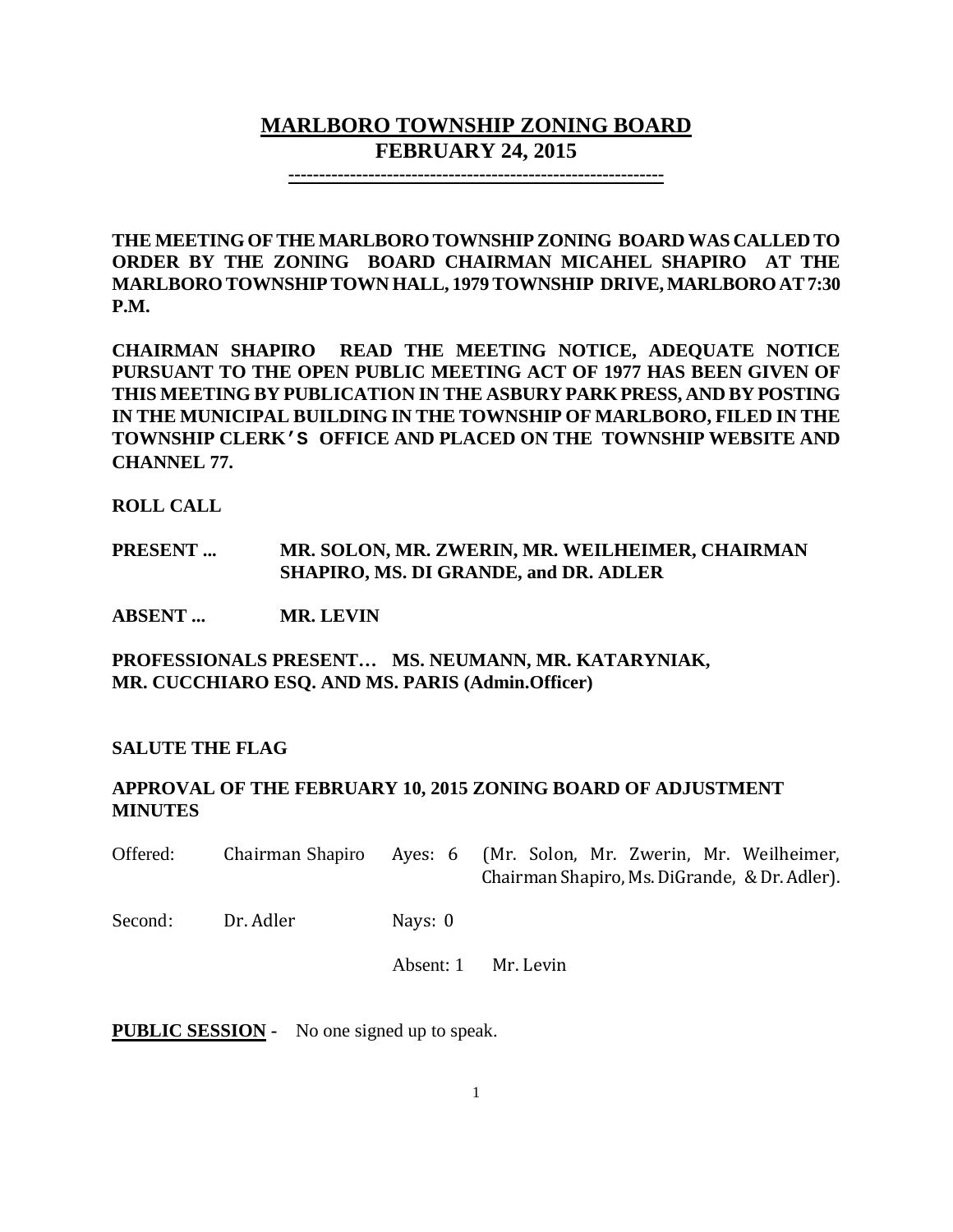# MARLBORO TOWNSHIP ZONING BOARD
## FEBRUARY 24, 2015

---

**THE MEETING OF THE MARLBORO TOWNSHIP ZONING BOARD WAS CALLED TO ORDER BY THE ZONING BOARD CHAIRMAN MICAHEL SHAPIRO AT THE MARLBORO TOWNSHIP TOWN HALL, 1979 TOWNSHIP DRIVE, MARLBORO AT 7:30 P.M.**

**CHAIRMAN SHAPIRO READ THE MEETING NOTICE, ADEQUATE NOTICE PURSUANT TO THE OPEN PUBLIC MEETING ACT OF 1977 HAS BEEN GIVEN OF THIS MEETING BY PUBLICATION IN THE ASBURY PARK PRESS, AND BY POSTING IN THE MUNICIPAL BUILDING IN THE TOWNSHIP OF MARLBORO, FILED IN THE TOWNSHIP CLERK'S OFFICE AND PLACED ON THE TOWNSHIP WEBSITE AND CHANNEL 77.**

**ROLL CALL**

**PRESENT ...** **MR. SOLON, MR. ZWERIN, MR. WEILHEIMER, CHAIRMAN SHAPIRO, MS. DI GRANDE, and DR. ADLER**

**ABSENT ...** **MR. LEVIN**

**PROFESSIONALS PRESENT… MS. NEUMANN, MR. KATARYNIAK, MR. CUCCHIARO ESQ. AND MS. PARIS (Admin.Officer)**

**SALUTE THE FLAG**

**APPROVAL OF THE FEBRUARY 10, 2015 ZONING BOARD OF ADJUSTMENT MINUTES**

Offered: Chairman Shapiro Ayes: 6 (Mr. Solon, Mr. Zwerin, Mr. Weilheimer, Chairman Shapiro, Ms. DiGrande, & Dr. Adler).

Second: Dr. Adler Nays: 0

Absent: 1 Mr. Levin

**PUBLIC SESSION -** No one signed up to speak.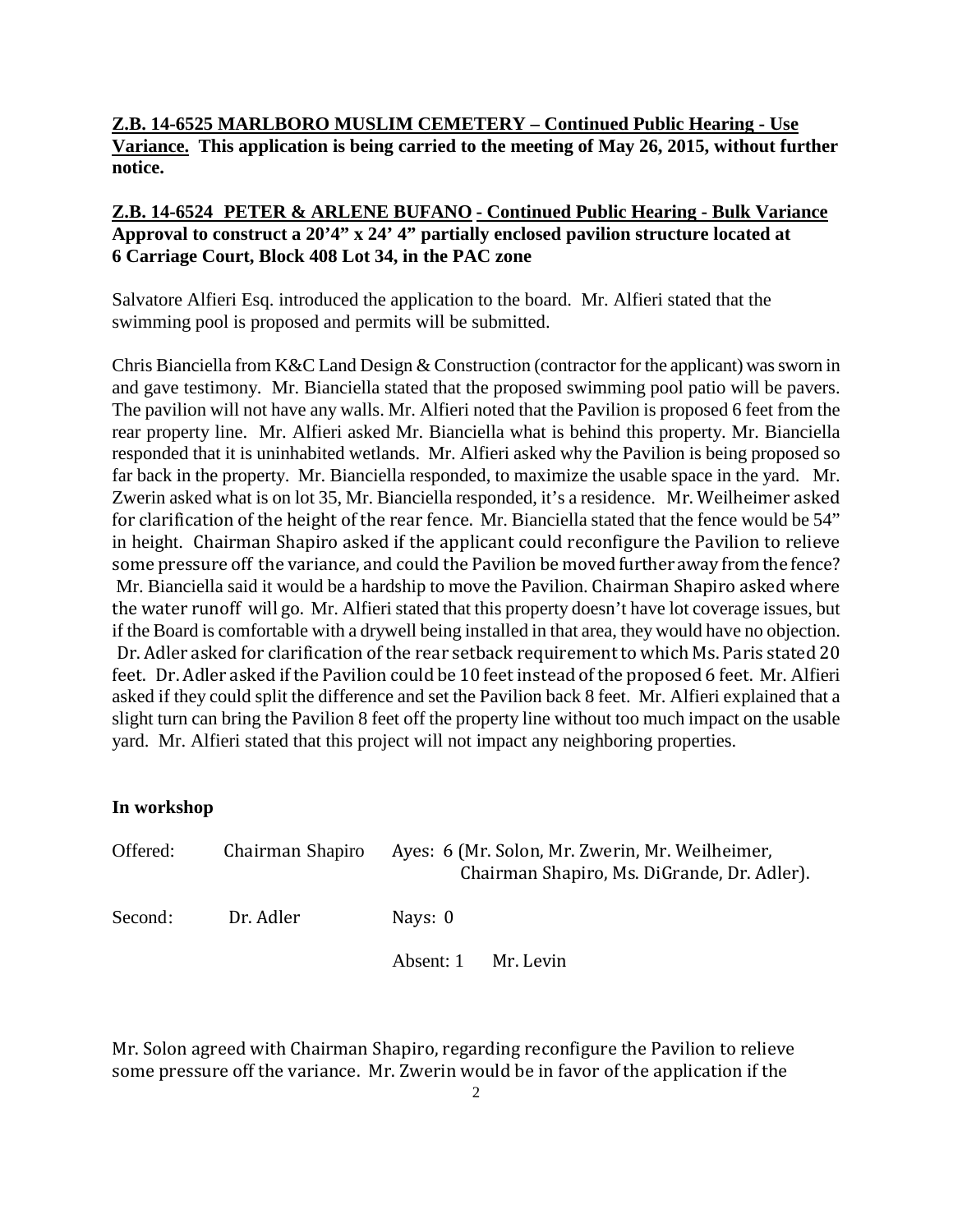**Z.B. 14-6525 MARLBORO MUSLIM CEMETERY – Continued Public Hearing - Use Variance. This application is being carried to the meeting of May 26, 2015, without further notice.**

**Z.B. 14-6524 PETER & ARLENE BUFANO - Continued Public Hearing - Bulk Variance Approval to construct a 20'4" x 24' 4" partially enclosed pavilion structure located at 6 Carriage Court, Block 408 Lot 34, in the PAC zone**

Salvatore Alfieri Esq. introduced the application to the board. Mr. Alfieri stated that the swimming pool is proposed and permits will be submitted.

Chris Bianciella from K&C Land Design & Construction (contractor for the applicant) was sworn in and gave testimony. Mr. Bianciella stated that the proposed swimming pool patio will be pavers. The pavilion will not have any walls. Mr. Alfieri noted that the Pavilion is proposed 6 feet from the rear property line. Mr. Alfieri asked Mr. Bianciella what is behind this property. Mr. Bianciella responded that it is uninhabited wetlands. Mr. Alfieri asked why the Pavilion is being proposed so far back in the property. Mr. Bianciella responded, to maximize the usable space in the yard. Mr. Zwerin asked what is on lot 35, Mr. Bianciella responded, it's a residence. Mr. Weilheimer asked for clarification of the height of the rear fence. Mr. Bianciella stated that the fence would be 54" in height. Chairman Shapiro asked if the applicant could reconfigure the Pavilion to relieve some pressure off the variance, and could the Pavilion be moved further away from the fence? Mr. Bianciella said it would be a hardship to move the Pavilion. Chairman Shapiro asked where the water runoff will go. Mr. Alfieri stated that this property doesn't have lot coverage issues, but if the Board is comfortable with a drywell being installed in that area, they would have no objection. Dr. Adler asked for clarification of the rear setback requirement to which Ms. Paris stated 20 feet. Dr. Adler asked if the Pavilion could be 10 feet instead of the proposed 6 feet. Mr. Alfieri asked if they could split the difference and set the Pavilion back 8 feet. Mr. Alfieri explained that a slight turn can bring the Pavilion 8 feet off the property line without too much impact on the usable yard. Mr. Alfieri stated that this project will not impact any neighboring properties.

**In workshop**

| | | |
|---|---|---|
| Offered: | Chairman Shapiro | Ayes: 6 (Mr. Solon, Mr. Zwerin, Mr. Weilheimer, Chairman Shapiro, Ms. DiGrande, Dr. Adler). |
| Second: | Dr. Adler | Nays: 0 |
| | | Absent: 1 Mr. Levin |

Mr. Solon agreed with Chairman Shapiro, regarding reconfigure the Pavilion to relieve some pressure off the variance. Mr. Zwerin would be in favor of the application if the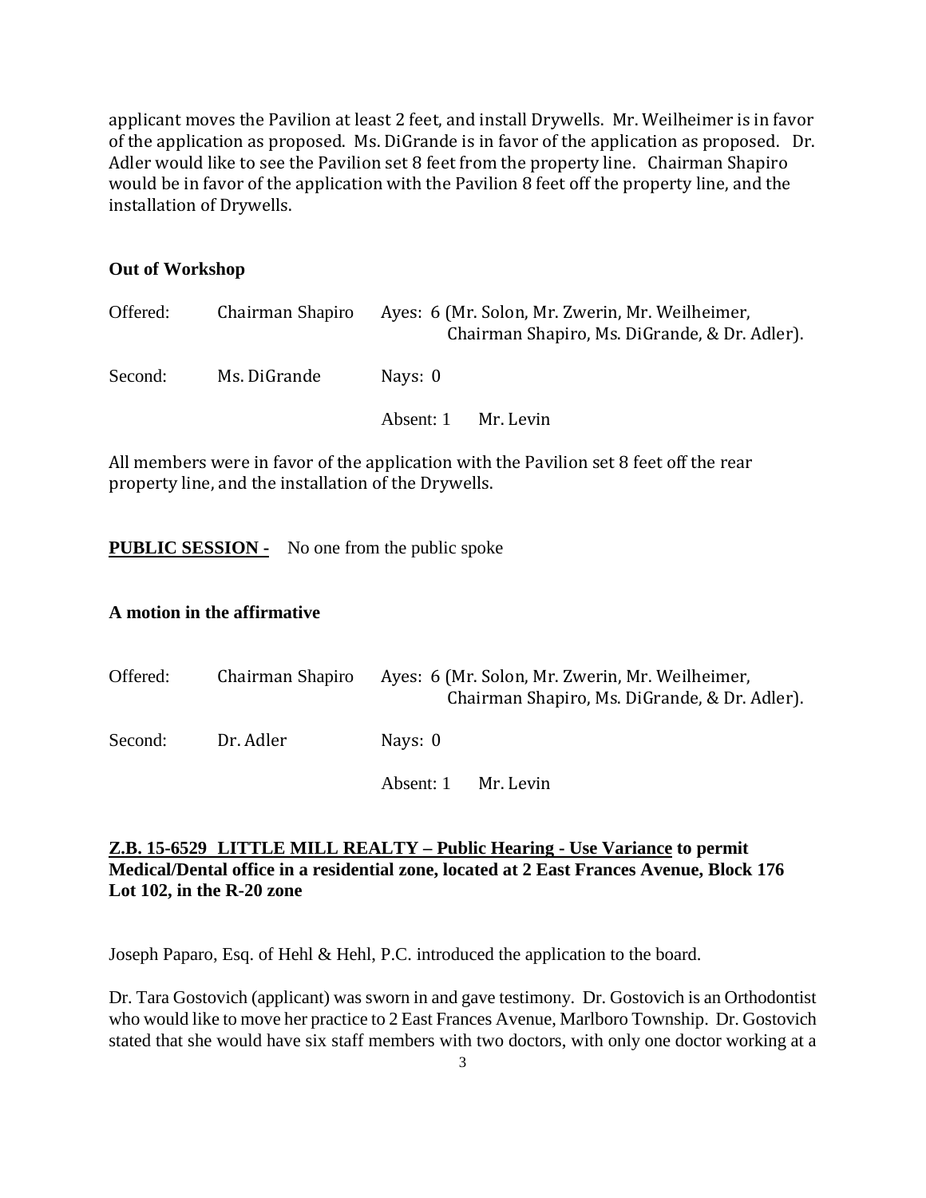applicant moves the Pavilion at least 2 feet, and install Drywells. Mr. Weilheimer is in favor of the application as proposed. Ms. DiGrande is in favor of the application as proposed. Dr. Adler would like to see the Pavilion set 8 feet from the property line. Chairman Shapiro would be in favor of the application with the Pavilion 8 feet off the property line, and the installation of Drywells.

**Out of Workshop**

| | | |
|---|---|---|
| Offered: | Chairman Shapiro | Ayes: 6 (Mr. Solon, Mr. Zwerin, Mr. Weilheimer, Chairman Shapiro, Ms. DiGrande, & Dr. Adler). |
| Second: | Ms. DiGrande | Nays: 0 |
| | | Absent: 1 Mr. Levin |

All members were in favor of the application with the Pavilion set 8 feet off the rear property line, and the installation of the Drywells.

**PUBLIC SESSION -** No one from the public spoke

**A motion in the affirmative**

| | | |
|---|---|---|
| Offered: | Chairman Shapiro | Ayes: 6 (Mr. Solon, Mr. Zwerin, Mr. Weilheimer, Chairman Shapiro, Ms. DiGrande, & Dr. Adler). |
| Second: | Dr. Adler | Nays: 0 |
| | | Absent: 1 Mr. Levin |

**Z.B. 15-6529 LITTLE MILL REALTY – Public Hearing - Use Variance to permit Medical/Dental office in a residential zone, located at 2 East Frances Avenue, Block 176 Lot 102, in the R-20 zone**

Joseph Paparo, Esq. of Hehl & Hehl, P.C. introduced the application to the board.

Dr. Tara Gostovich (applicant) was sworn in and gave testimony. Dr. Gostovich is an Orthodontist who would like to move her practice to 2 East Frances Avenue, Marlboro Township. Dr. Gostovich stated that she would have six staff members with two doctors, with only one doctor working at a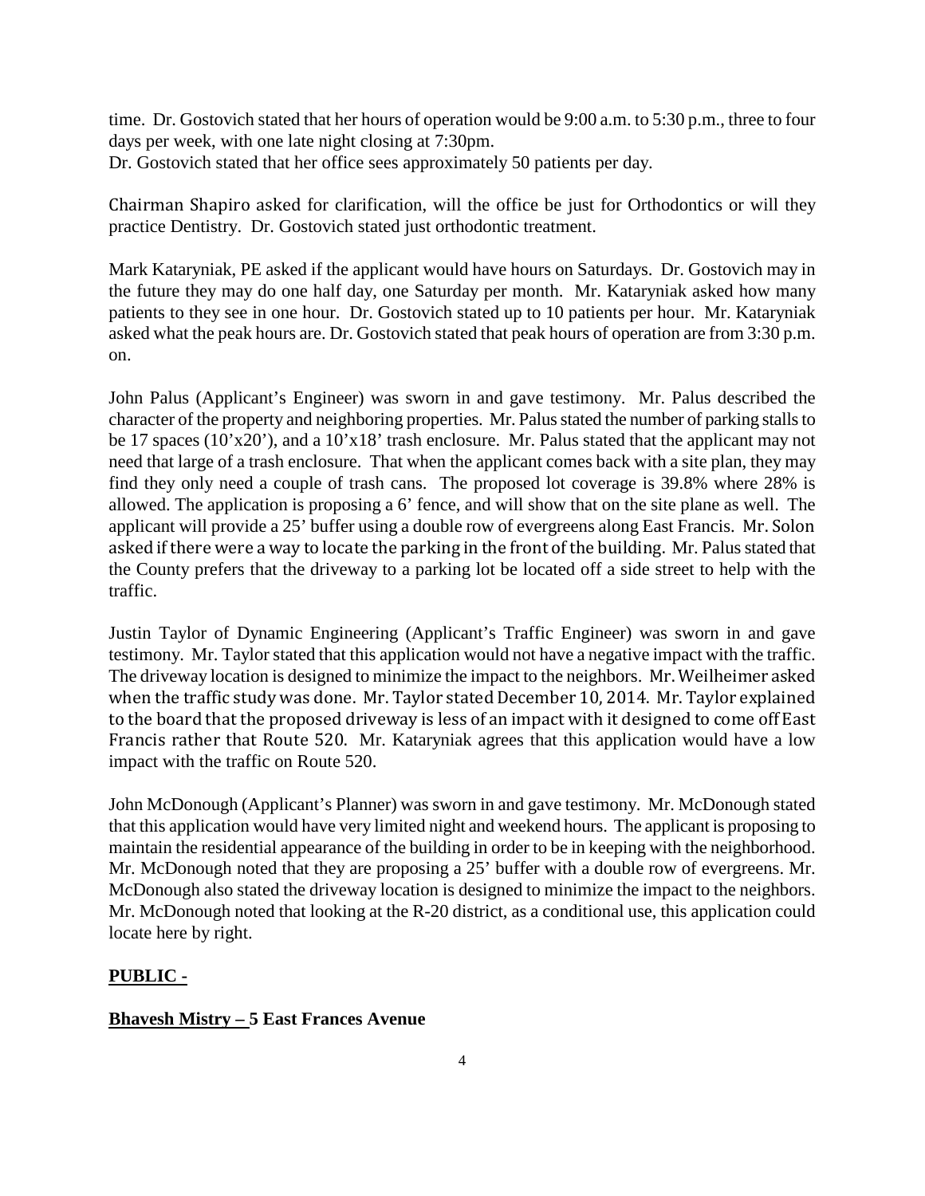time. Dr. Gostovich stated that her hours of operation would be 9:00 a.m. to 5:30 p.m., three to four days per week, with one late night closing at 7:30pm.
Dr. Gostovich stated that her office sees approximately 50 patients per day.

Chairman Shapiro asked for clarification, will the office be just for Orthodontics or will they practice Dentistry. Dr. Gostovich stated just orthodontic treatment.

Mark Kataryniak, PE asked if the applicant would have hours on Saturdays. Dr. Gostovich may in the future they may do one half day, one Saturday per month. Mr. Kataryniak asked how many patients to they see in one hour. Dr. Gostovich stated up to 10 patients per hour. Mr. Kataryniak asked what the peak hours are. Dr. Gostovich stated that peak hours of operation are from 3:30 p.m. on.

John Palus (Applicant's Engineer) was sworn in and gave testimony. Mr. Palus described the character of the property and neighboring properties. Mr. Palus stated the number of parking stalls to be 17 spaces (10'x20'), and a 10'x18' trash enclosure. Mr. Palus stated that the applicant may not need that large of a trash enclosure. That when the applicant comes back with a site plan, they may find they only need a couple of trash cans. The proposed lot coverage is 39.8% where 28% is allowed. The application is proposing a 6' fence, and will show that on the site plane as well. The applicant will provide a 25' buffer using a double row of evergreens along East Francis. Mr. Solon asked if there were a way to locate the parking in the front of the building. Mr. Palus stated that the County prefers that the driveway to a parking lot be located off a side street to help with the traffic.

Justin Taylor of Dynamic Engineering (Applicant's Traffic Engineer) was sworn in and gave testimony. Mr. Taylor stated that this application would not have a negative impact with the traffic. The driveway location is designed to minimize the impact to the neighbors. Mr. Weilheimer asked when the traffic study was done. Mr. Taylor stated December 10, 2014. Mr. Taylor explained to the board that the proposed driveway is less of an impact with it designed to come off East Francis rather that Route 520. Mr. Kataryniak agrees that this application would have a low impact with the traffic on Route 520.

John McDonough (Applicant's Planner) was sworn in and gave testimony. Mr. McDonough stated that this application would have very limited night and weekend hours. The applicant is proposing to maintain the residential appearance of the building in order to be in keeping with the neighborhood. Mr. McDonough noted that they are proposing a 25' buffer with a double row of evergreens. Mr. McDonough also stated the driveway location is designed to minimize the impact to the neighbors. Mr. McDonough noted that looking at the R-20 district, as a conditional use, this application could locate here by right.

**PUBLIC -**

**Bhavesh Mistry – 5 East Frances Avenue**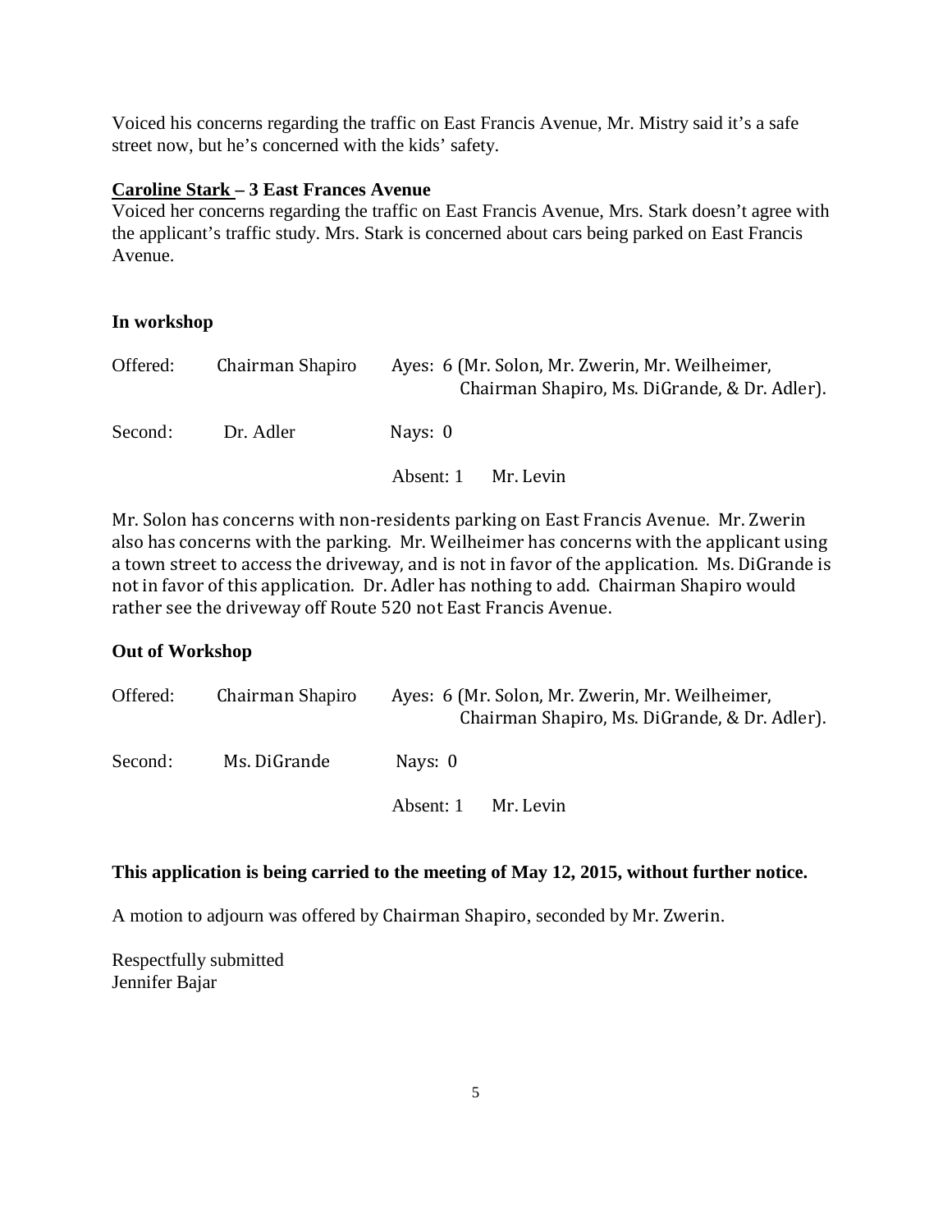Voiced his concerns regarding the traffic on East Francis Avenue, Mr. Mistry said it's a safe street now, but he's concerned with the kids' safety.

**Caroline Stark – 3 East Frances Avenue**

Voiced her concerns regarding the traffic on East Francis Avenue, Mrs. Stark doesn't agree with the applicant's traffic study. Mrs. Stark is concerned about cars being parked on East Francis Avenue.

**In workshop**

| | | |
|---|---|---|
| Offered: | Chairman Shapiro | Ayes: 6 (Mr. Solon, Mr. Zwerin, Mr. Weilheimer, Chairman Shapiro, Ms. DiGrande, & Dr. Adler). |
| Second: | Dr. Adler | Nays: 0 |
| | | Absent: 1 Mr. Levin |

Mr. Solon has concerns with non-residents parking on East Francis Avenue. Mr. Zwerin also has concerns with the parking. Mr. Weilheimer has concerns with the applicant using a town street to access the driveway, and is not in favor of the application. Ms. DiGrande is not in favor of this application. Dr. Adler has nothing to add. Chairman Shapiro would rather see the driveway off Route 520 not East Francis Avenue.

**Out of Workshop**

| | | |
|---|---|---|
| Offered: | Chairman Shapiro | Ayes: 6 (Mr. Solon, Mr. Zwerin, Mr. Weilheimer, Chairman Shapiro, Ms. DiGrande, & Dr. Adler). |
| Second: | Ms. DiGrande | Nays: 0 |
| | | Absent: 1 Mr. Levin |

**This application is being carried to the meeting of May 12, 2015, without further notice.**

A motion to adjourn was offered by Chairman Shapiro, seconded by Mr. Zwerin.

Respectfully submitted
Jennifer Bajar